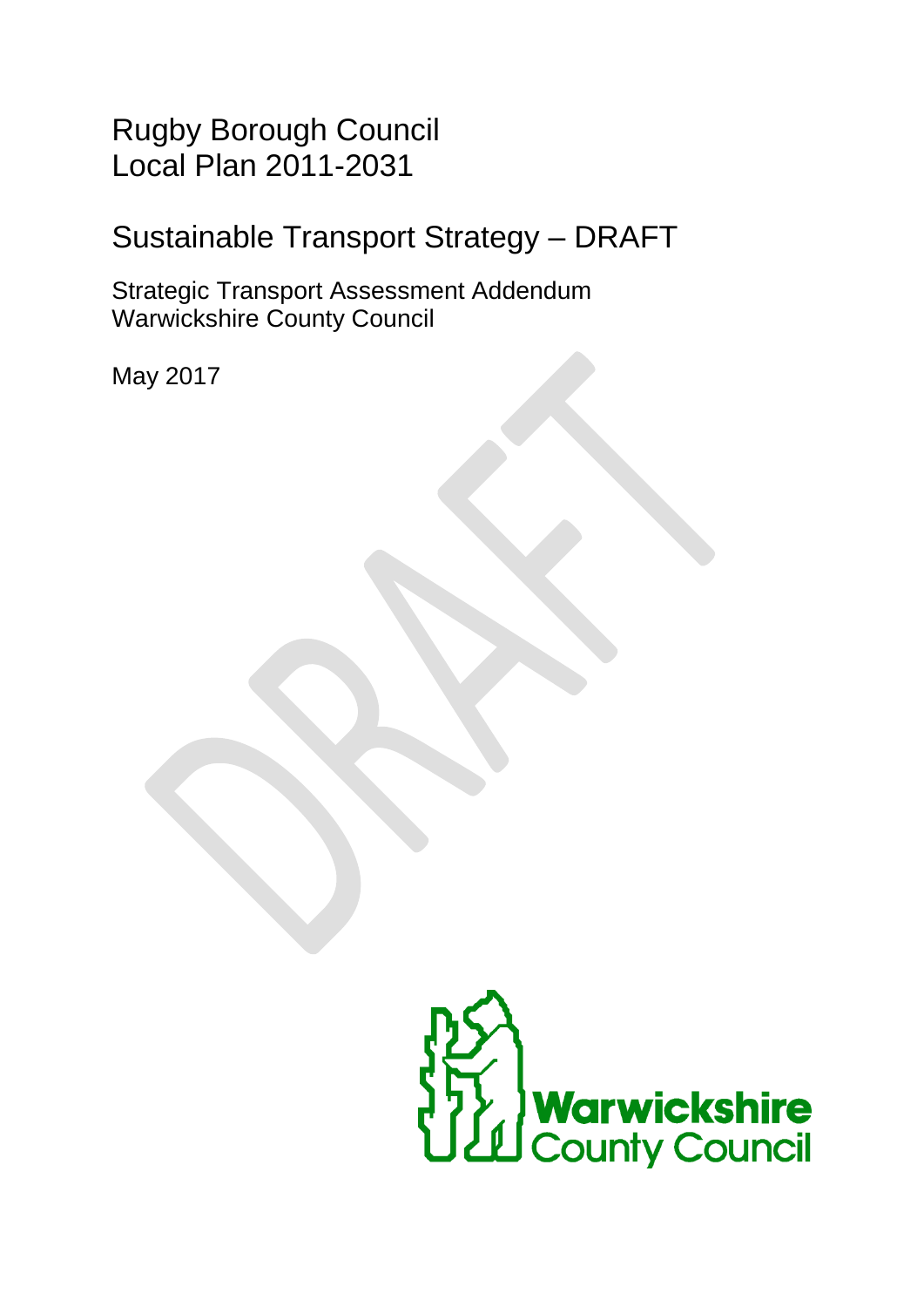# Rugby Borough Council
# Local Plan 2011-2031

## Sustainable Transport Strategy – DRAFT

Strategic Transport Assessment Addendum
Warwickshire County Council

May 2017

Warwickshire County Council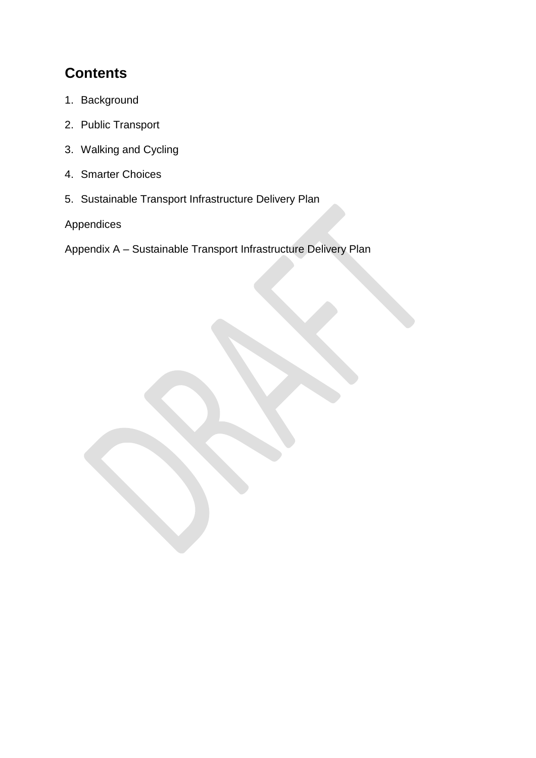## Contents

1. Background
2. Public Transport
3. Walking and Cycling
4. Smarter Choices
5. Sustainable Transport Infrastructure Delivery Plan

Appendices

Appendix A – Sustainable Transport Infrastructure Delivery Plan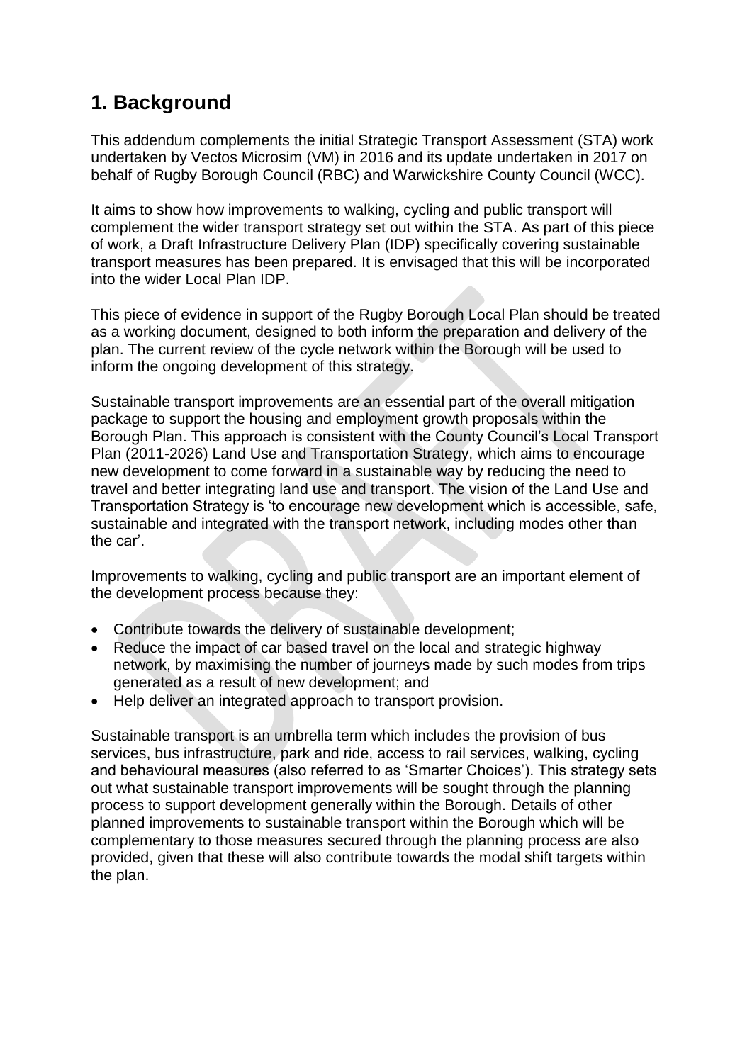## 1. Background

This addendum complements the initial Strategic Transport Assessment (STA) work undertaken by Vectos Microsim (VM) in 2016 and its update undertaken in 2017 on behalf of Rugby Borough Council (RBC) and Warwickshire County Council (WCC).

It aims to show how improvements to walking, cycling and public transport will complement the wider transport strategy set out within the STA. As part of this piece of work, a Draft Infrastructure Delivery Plan (IDP) specifically covering sustainable transport measures has been prepared. It is envisaged that this will be incorporated into the wider Local Plan IDP.

This piece of evidence in support of the Rugby Borough Local Plan should be treated as a working document, designed to both inform the preparation and delivery of the plan. The current review of the cycle network within the Borough will be used to inform the ongoing development of this strategy.

Sustainable transport improvements are an essential part of the overall mitigation package to support the housing and employment growth proposals within the Borough Plan. This approach is consistent with the County Council's Local Transport Plan (2011-2026) Land Use and Transportation Strategy, which aims to encourage new development to come forward in a sustainable way by reducing the need to travel and better integrating land use and transport. The vision of the Land Use and Transportation Strategy is 'to encourage new development which is accessible, safe, sustainable and integrated with the transport network, including modes other than the car'.

Improvements to walking, cycling and public transport are an important element of the development process because they:

- Contribute towards the delivery of sustainable development;
- Reduce the impact of car based travel on the local and strategic highway network, by maximising the number of journeys made by such modes from trips generated as a result of new development; and
- Help deliver an integrated approach to transport provision.

Sustainable transport is an umbrella term which includes the provision of bus services, bus infrastructure, park and ride, access to rail services, walking, cycling and behavioural measures (also referred to as 'Smarter Choices'). This strategy sets out what sustainable transport improvements will be sought through the planning process to support development generally within the Borough. Details of other planned improvements to sustainable transport within the Borough which will be complementary to those measures secured through the planning process are also provided, given that these will also contribute towards the modal shift targets within the plan.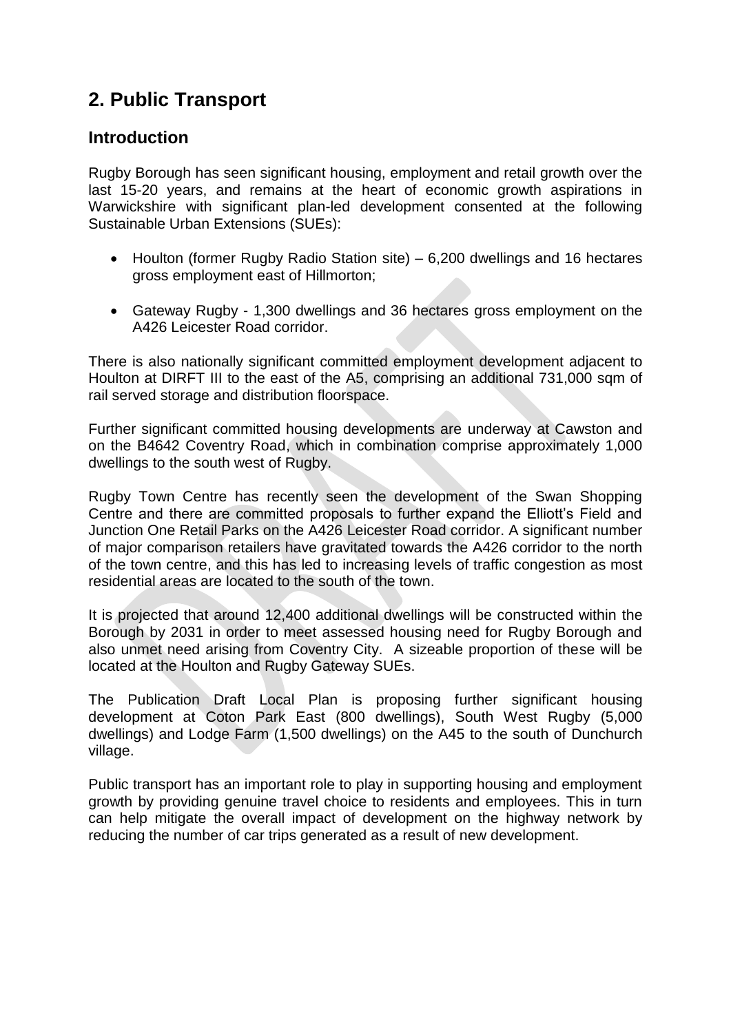## 2. Public Transport

### Introduction

Rugby Borough has seen significant housing, employment and retail growth over the last 15-20 years, and remains at the heart of economic growth aspirations in Warwickshire with significant plan-led development consented at the following Sustainable Urban Extensions (SUEs):

- Houlton (former Rugby Radio Station site) – 6,200 dwellings and 16 hectares gross employment east of Hillmorton;
- Gateway Rugby - 1,300 dwellings and 36 hectares gross employment on the A426 Leicester Road corridor.

There is also nationally significant committed employment development adjacent to Houlton at DIRFT III to the east of the A5, comprising an additional 731,000 sqm of rail served storage and distribution floorspace.

Further significant committed housing developments are underway at Cawston and on the B4642 Coventry Road, which in combination comprise approximately 1,000 dwellings to the south west of Rugby.

Rugby Town Centre has recently seen the development of the Swan Shopping Centre and there are committed proposals to further expand the Elliott's Field and Junction One Retail Parks on the A426 Leicester Road corridor. A significant number of major comparison retailers have gravitated towards the A426 corridor to the north of the town centre, and this has led to increasing levels of traffic congestion as most residential areas are located to the south of the town.

It is projected that around 12,400 additional dwellings will be constructed within the Borough by 2031 in order to meet assessed housing need for Rugby Borough and also unmet need arising from Coventry City. A sizeable proportion of these will be located at the Houlton and Rugby Gateway SUEs.

The Publication Draft Local Plan is proposing further significant housing development at Coton Park East (800 dwellings), South West Rugby (5,000 dwellings) and Lodge Farm (1,500 dwellings) on the A45 to the south of Dunchurch village.

Public transport has an important role to play in supporting housing and employment growth by providing genuine travel choice to residents and employees. This in turn can help mitigate the overall impact of development on the highway network by reducing the number of car trips generated as a result of new development.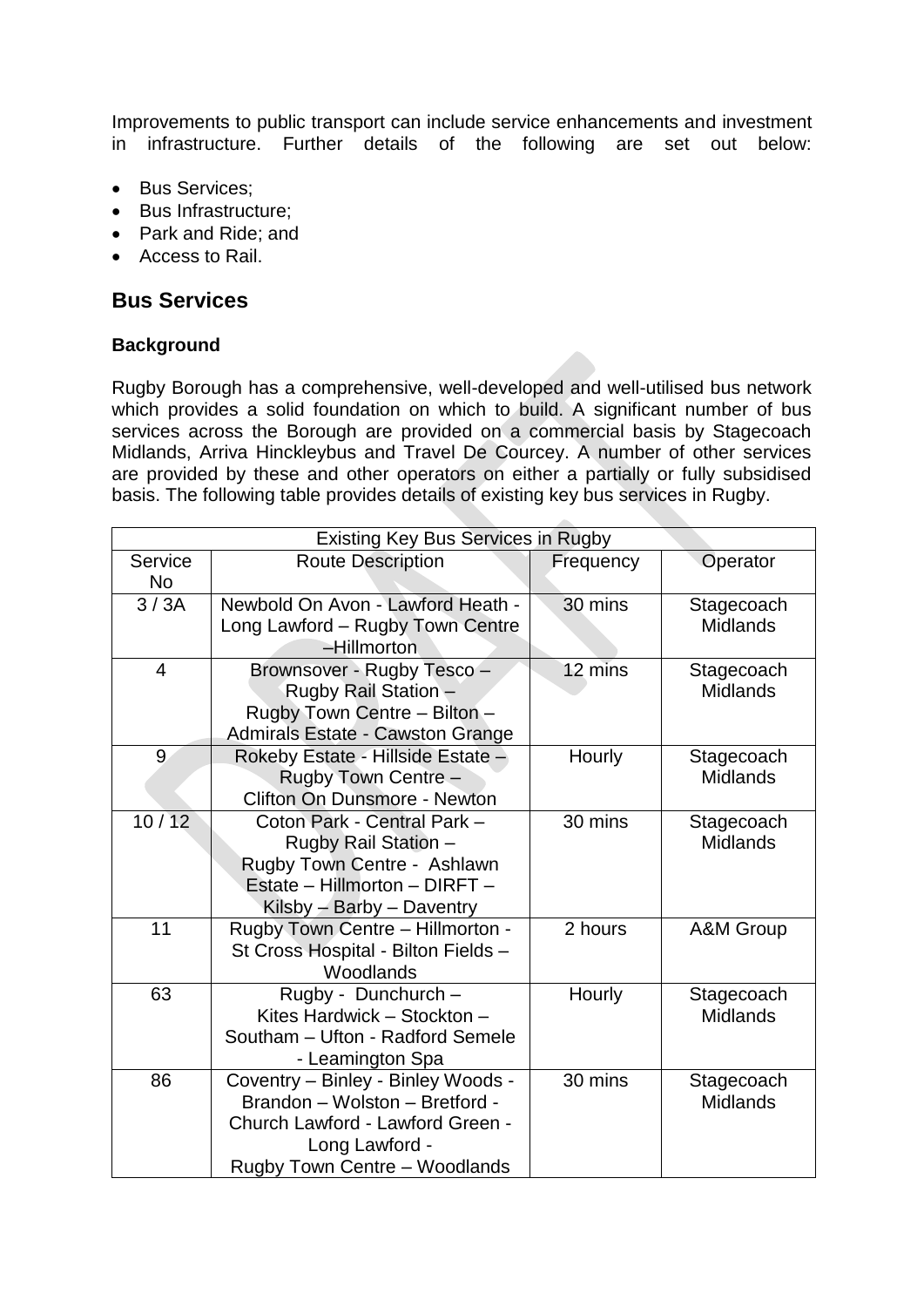Improvements to public transport can include service enhancements and investment in infrastructure. Further details of the following are set out below:

- Bus Services;
- Bus Infrastructure;
- Park and Ride; and
- Access to Rail.

## Bus Services

### Background

Rugby Borough has a comprehensive, well-developed and well-utilised bus network which provides a solid foundation on which to build. A significant number of bus services across the Borough are provided on a commercial basis by Stagecoach Midlands, Arriva Hinckleybus and Travel De Courcey. A number of other services are provided by these and other operators on either a partially or fully subsidised basis. The following table provides details of existing key bus services in Rugby.

| Existing Key Bus Services in Rugby | | | |
|---|---|---|---|
| Service No | Route Description | Frequency | Operator |
| 3 / 3A | Newbold On Avon - Lawford Heath - Long Lawford – Rugby Town Centre –Hillmorton | 30 mins | Stagecoach Midlands |
| 4 | Brownsover - Rugby Tesco – Rugby Rail Station – Rugby Town Centre – Bilton – Admirals Estate - Cawston Grange | 12 mins | Stagecoach Midlands |
| 9 | Rokeby Estate - Hillside Estate – Rugby Town Centre – Clifton On Dunsmore - Newton | Hourly | Stagecoach Midlands |
| 10 / 12 | Coton Park - Central Park – Rugby Rail Station – Rugby Town Centre - Ashlawn Estate – Hillmorton – DIRFT – Kilsby – Barby – Daventry | 30 mins | Stagecoach Midlands |
| 11 | Rugby Town Centre – Hillmorton - St Cross Hospital - Bilton Fields – Woodlands | 2 hours | A&M Group |
| 63 | Rugby - Dunchurch – Kites Hardwick – Stockton – Southam – Ufton - Radford Semele - Leamington Spa | Hourly | Stagecoach Midlands |
| 86 | Coventry – Binley - Binley Woods - Brandon – Wolston – Bretford - Church Lawford - Lawford Green - Long Lawford - Rugby Town Centre – Woodlands | 30 mins | Stagecoach Midlands |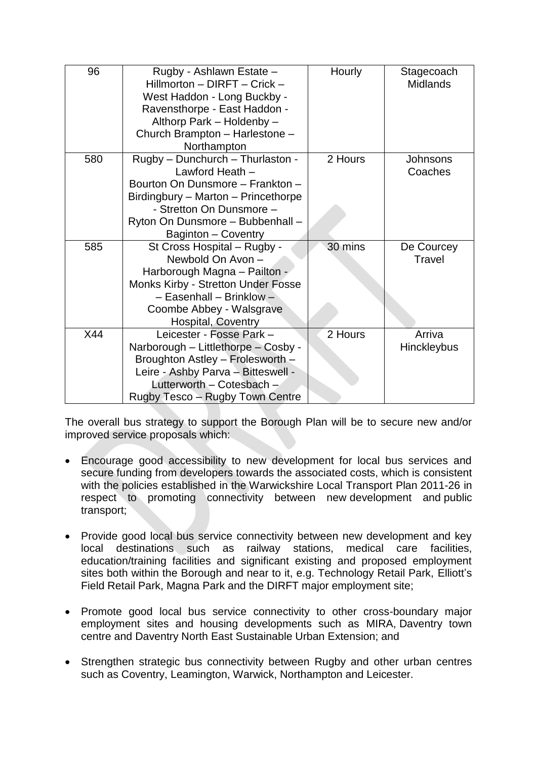| 96 | Rugby - Ashlawn Estate – Hillmorton – DIRFT – Crick – West Haddon - Long Buckby - Ravensthorpe - East Haddon - Althorp Park – Holdenby – Church Brampton – Harlestone – Northampton | Hourly | Stagecoach Midlands |
|---|---|---|---|
| 580 | Rugby – Dunchurch – Thurlaston - Lawford Heath – Bourton On Dunsmore – Frankton – Birdingbury – Marton – Princethorpe - Stretton On Dunsmore – Ryton On Dunsmore – Bubbenhall – Baginton – Coventry | 2 Hours | Johnsons Coaches |
| 585 | St Cross Hospital – Rugby - Newbold On Avon – Harborough Magna – Pailton - Monks Kirby - Stretton Under Fosse – Easenhall – Brinklow – Coombe Abbey - Walsgrave Hospital, Coventry | 30 mins | De Courcey Travel |
| X44 | Leicester - Fosse Park – Narborough – Littlethorpe – Cosby - Broughton Astley – Frolesworth – Leire - Ashby Parva – Bitteswell - Lutterworth – Cotesbach – Rugby Tesco – Rugby Town Centre | 2 Hours | Arriva Hinckleybus |

The overall bus strategy to support the Borough Plan will be to secure new and/or improved service proposals which:

- Encourage good accessibility to new development for local bus services and secure funding from developers towards the associated costs, which is consistent with the policies established in the Warwickshire Local Transport Plan 2011-26 in respect to promoting connectivity between new development and public transport;

- Provide good local bus service connectivity between new development and key local destinations such as railway stations, medical care facilities, education/training facilities and significant existing and proposed employment sites both within the Borough and near to it, e.g. Technology Retail Park, Elliott's Field Retail Park, Magna Park and the DIRFT major employment site;

- Promote good local bus service connectivity to other cross-boundary major employment sites and housing developments such as MIRA, Daventry town centre and Daventry North East Sustainable Urban Extension; and

- Strengthen strategic bus connectivity between Rugby and other urban centres such as Coventry, Leamington, Warwick, Northampton and Leicester.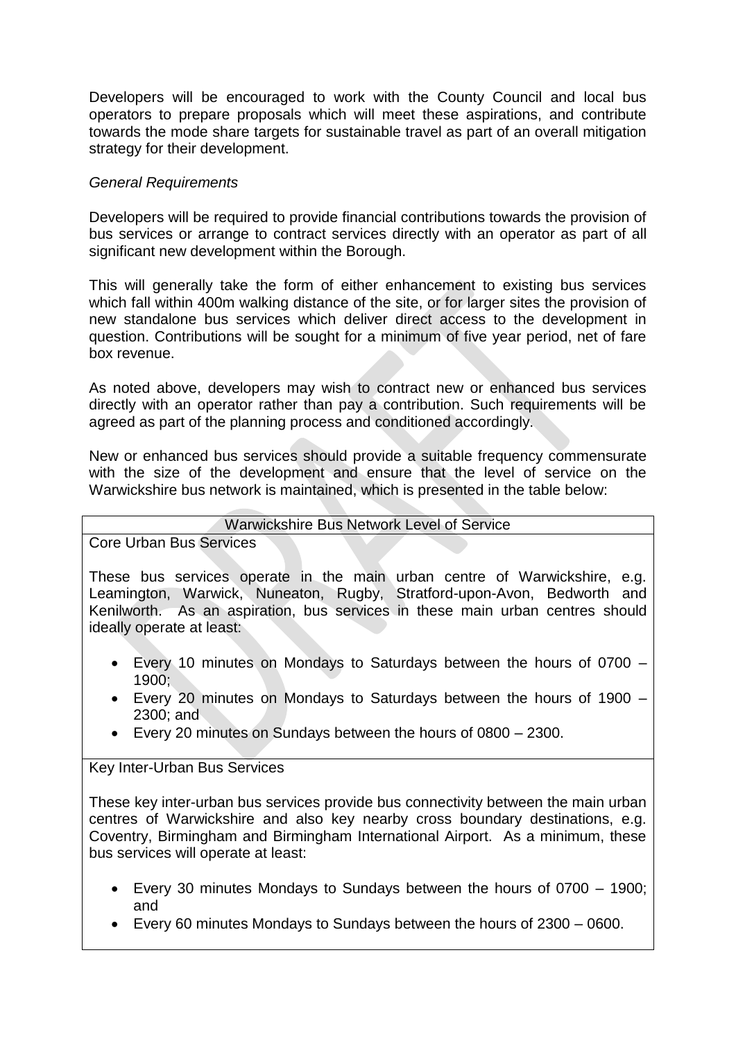Developers will be encouraged to work with the County Council and local bus operators to prepare proposals which will meet these aspirations, and contribute towards the mode share targets for sustainable travel as part of an overall mitigation strategy for their development.

*General Requirements*

Developers will be required to provide financial contributions towards the provision of bus services or arrange to contract services directly with an operator as part of all significant new development within the Borough.

This will generally take the form of either enhancement to existing bus services which fall within 400m walking distance of the site, or for larger sites the provision of new standalone bus services which deliver direct access to the development in question. Contributions will be sought for a minimum of five year period, net of fare box revenue.

As noted above, developers may wish to contract new or enhanced bus services directly with an operator rather than pay a contribution. Such requirements will be agreed as part of the planning process and conditioned accordingly.

New or enhanced bus services should provide a suitable frequency commensurate with the size of the development and ensure that the level of service on the Warwickshire bus network is maintained, which is presented in the table below:

| Warwickshire Bus Network Level of Service |
| --- |
| Core Urban Bus Services<br><br>These bus services operate in the main urban centre of Warwickshire, e.g. Leamington, Warwick, Nuneaton, Rugby, Stratford-upon-Avon, Bedworth and Kenilworth. As an aspiration, bus services in these main urban centres should ideally operate at least:<br><br>• Every 10 minutes on Mondays to Saturdays between the hours of 0700 – 1900;<br>• Every 20 minutes on Mondays to Saturdays between the hours of 1900 – 2300; and<br>• Every 20 minutes on Sundays between the hours of 0800 – 2300. |
| Key Inter-Urban Bus Services<br><br>These key inter-urban bus services provide bus connectivity between the main urban centres of Warwickshire and also key nearby cross boundary destinations, e.g. Coventry, Birmingham and Birmingham International Airport. As a minimum, these bus services will operate at least:<br><br>• Every 30 minutes Mondays to Sundays between the hours of 0700 – 1900; and<br>• Every 60 minutes Mondays to Sundays between the hours of 2300 – 0600. |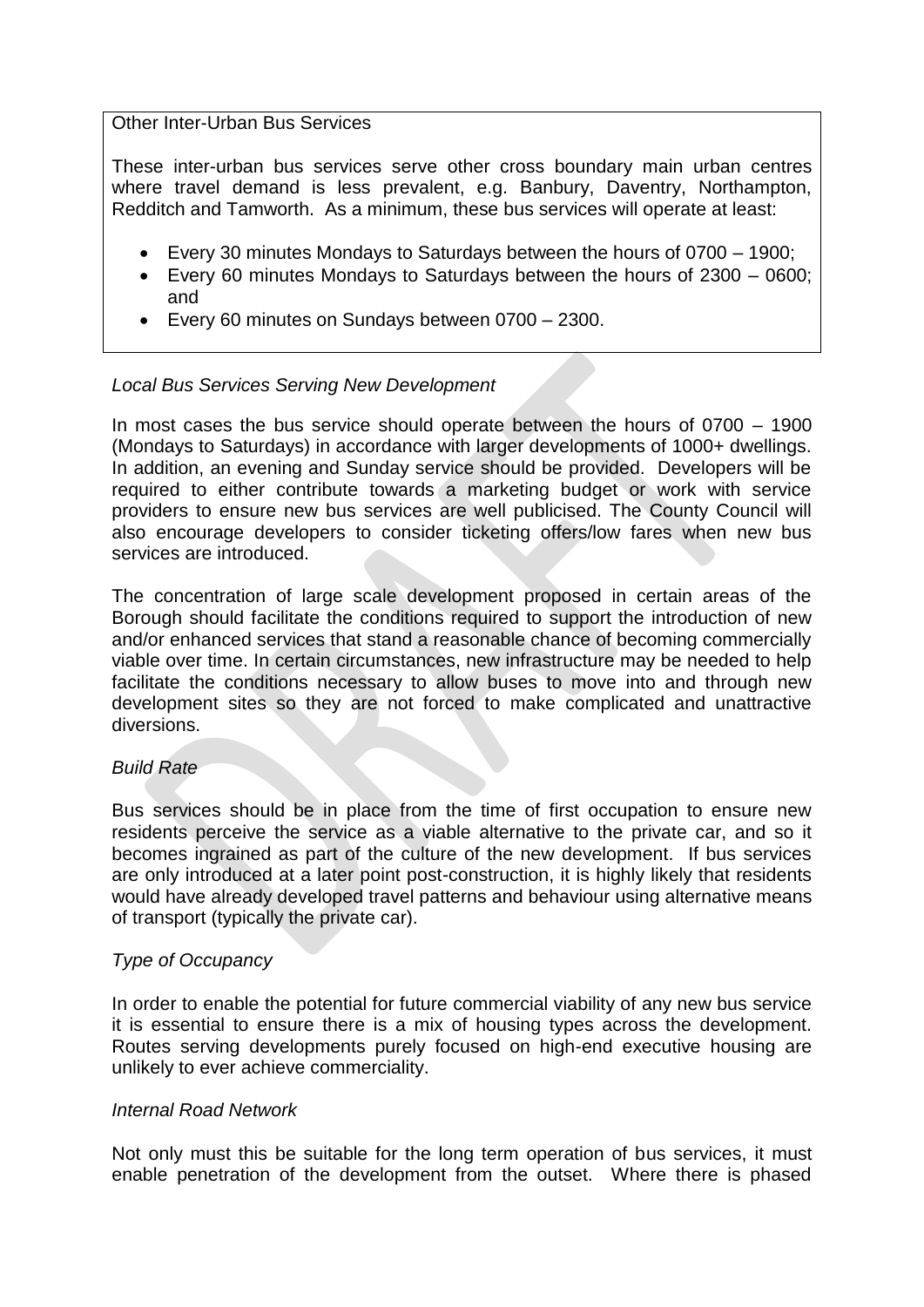Other Inter-Urban Bus Services

These inter-urban bus services serve other cross boundary main urban centres where travel demand is less prevalent, e.g. Banbury, Daventry, Northampton, Redditch and Tamworth. As a minimum, these bus services will operate at least:

- Every 30 minutes Mondays to Saturdays between the hours of 0700 – 1900;
- Every 60 minutes Mondays to Saturdays between the hours of 2300 – 0600; and
- Every 60 minutes on Sundays between 0700 – 2300.

*Local Bus Services Serving New Development*

In most cases the bus service should operate between the hours of 0700 – 1900 (Mondays to Saturdays) in accordance with larger developments of 1000+ dwellings. In addition, an evening and Sunday service should be provided. Developers will be required to either contribute towards a marketing budget or work with service providers to ensure new bus services are well publicised. The County Council will also encourage developers to consider ticketing offers/low fares when new bus services are introduced.

The concentration of large scale development proposed in certain areas of the Borough should facilitate the conditions required to support the introduction of new and/or enhanced services that stand a reasonable chance of becoming commercially viable over time. In certain circumstances, new infrastructure may be needed to help facilitate the conditions necessary to allow buses to move into and through new development sites so they are not forced to make complicated and unattractive diversions.

*Build Rate*

Bus services should be in place from the time of first occupation to ensure new residents perceive the service as a viable alternative to the private car, and so it becomes ingrained as part of the culture of the new development. If bus services are only introduced at a later point post-construction, it is highly likely that residents would have already developed travel patterns and behaviour using alternative means of transport (typically the private car).

*Type of Occupancy*

In order to enable the potential for future commercial viability of any new bus service it is essential to ensure there is a mix of housing types across the development. Routes serving developments purely focused on high-end executive housing are unlikely to ever achieve commerciality.

*Internal Road Network*

Not only must this be suitable for the long term operation of bus services, it must enable penetration of the development from the outset. Where there is phased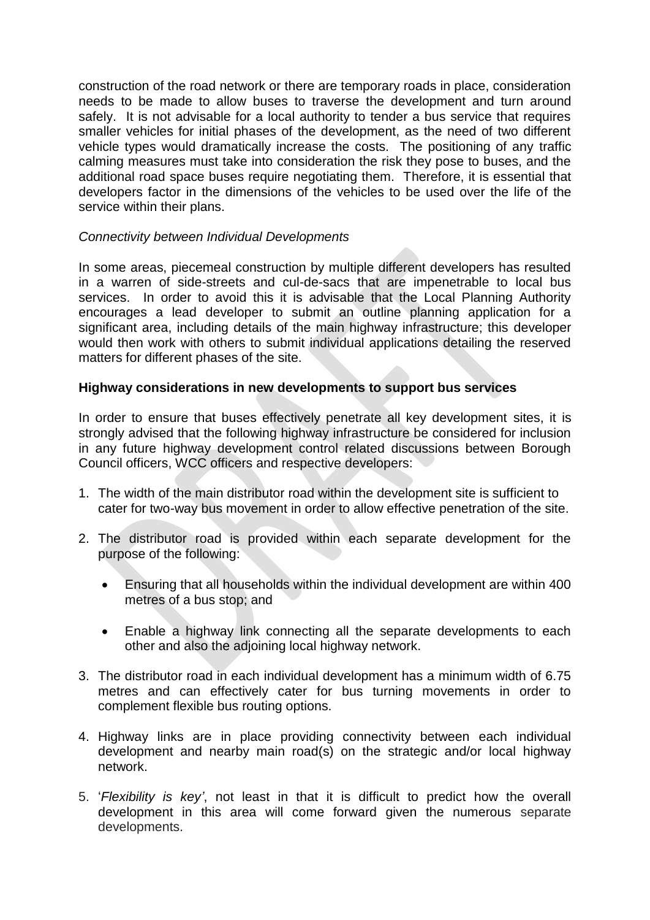construction of the road network or there are temporary roads in place, consideration needs to be made to allow buses to traverse the development and turn around safely. It is not advisable for a local authority to tender a bus service that requires smaller vehicles for initial phases of the development, as the need of two different vehicle types would dramatically increase the costs. The positioning of any traffic calming measures must take into consideration the risk they pose to buses, and the additional road space buses require negotiating them. Therefore, it is essential that developers factor in the dimensions of the vehicles to be used over the life of the service within their plans.

*Connectivity between Individual Developments*

In some areas, piecemeal construction by multiple different developers has resulted in a warren of side-streets and cul-de-sacs that are impenetrable to local bus services. In order to avoid this it is advisable that the Local Planning Authority encourages a lead developer to submit an outline planning application for a significant area, including details of the main highway infrastructure; this developer would then work with others to submit individual applications detailing the reserved matters for different phases of the site.

**Highway considerations in new developments to support bus services**

In order to ensure that buses effectively penetrate all key development sites, it is strongly advised that the following highway infrastructure be considered for inclusion in any future highway development control related discussions between Borough Council officers, WCC officers and respective developers:

1. The width of the main distributor road within the development site is sufficient to cater for two-way bus movement in order to allow effective penetration of the site.

2. The distributor road is provided within each separate development for the purpose of the following:

    - Ensuring that all households within the individual development are within 400 metres of a bus stop; and

    - Enable a highway link connecting all the separate developments to each other and also the adjoining local highway network.

3. The distributor road in each individual development has a minimum width of 6.75 metres and can effectively cater for bus turning movements in order to complement flexible bus routing options.

4. Highway links are in place providing connectivity between each individual development and nearby main road(s) on the strategic and/or local highway network.

5. '*Flexibility is key'*, not least in that it is difficult to predict how the overall development in this area will come forward given the numerous separate developments.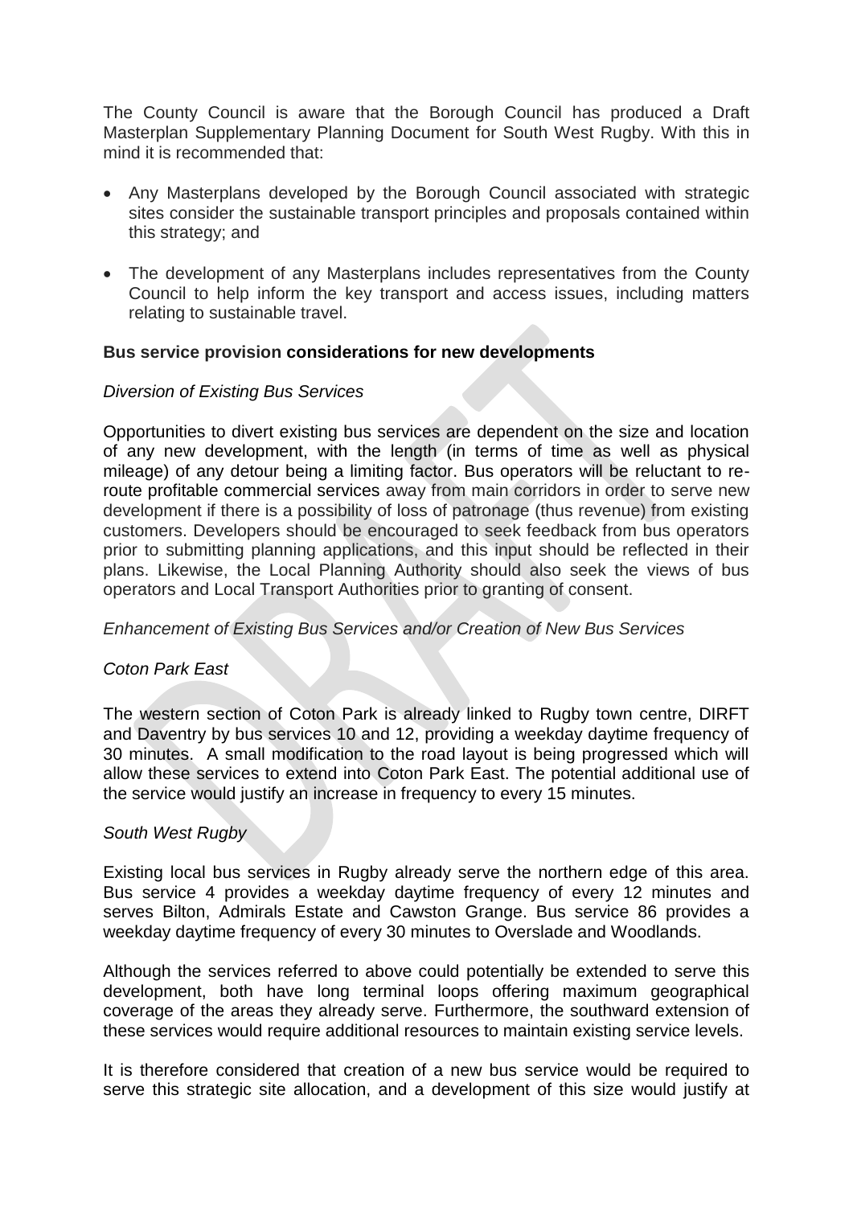The County Council is aware that the Borough Council has produced a Draft Masterplan Supplementary Planning Document for South West Rugby. With this in mind it is recommended that:

- Any Masterplans developed by the Borough Council associated with strategic sites consider the sustainable transport principles and proposals contained within this strategy; and
- The development of any Masterplans includes representatives from the County Council to help inform the key transport and access issues, including matters relating to sustainable travel.

**Bus service provision considerations for new developments**

*Diversion of Existing Bus Services*

Opportunities to divert existing bus services are dependent on the size and location of any new development, with the length (in terms of time as well as physical mileage) of any detour being a limiting factor. Bus operators will be reluctant to re-route profitable commercial services away from main corridors in order to serve new development if there is a possibility of loss of patronage (thus revenue) from existing customers. Developers should be encouraged to seek feedback from bus operators prior to submitting planning applications, and this input should be reflected in their plans. Likewise, the Local Planning Authority should also seek the views of bus operators and Local Transport Authorities prior to granting of consent.

*Enhancement of Existing Bus Services and/or Creation of New Bus Services*

*Coton Park East*

The western section of Coton Park is already linked to Rugby town centre, DIRFT and Daventry by bus services 10 and 12, providing a weekday daytime frequency of 30 minutes. A small modification to the road layout is being progressed which will allow these services to extend into Coton Park East. The potential additional use of the service would justify an increase in frequency to every 15 minutes.

*South West Rugby*

Existing local bus services in Rugby already serve the northern edge of this area. Bus service 4 provides a weekday daytime frequency of every 12 minutes and serves Bilton, Admirals Estate and Cawston Grange. Bus service 86 provides a weekday daytime frequency of every 30 minutes to Overslade and Woodlands.

Although the services referred to above could potentially be extended to serve this development, both have long terminal loops offering maximum geographical coverage of the areas they already serve. Furthermore, the southward extension of these services would require additional resources to maintain existing service levels.

It is therefore considered that creation of a new bus service would be required to serve this strategic site allocation, and a development of this size would justify at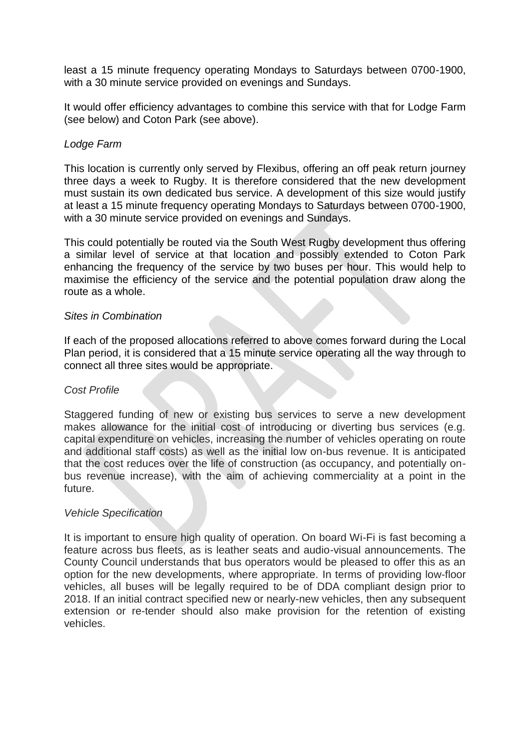least a 15 minute frequency operating Mondays to Saturdays between 0700-1900, with a 30 minute service provided on evenings and Sundays.

It would offer efficiency advantages to combine this service with that for Lodge Farm (see below) and Coton Park (see above).

*Lodge Farm*

This location is currently only served by Flexibus, offering an off peak return journey three days a week to Rugby. It is therefore considered that the new development must sustain its own dedicated bus service. A development of this size would justify at least a 15 minute frequency operating Mondays to Saturdays between 0700-1900, with a 30 minute service provided on evenings and Sundays.

This could potentially be routed via the South West Rugby development thus offering a similar level of service at that location and possibly extended to Coton Park enhancing the frequency of the service by two buses per hour. This would help to maximise the efficiency of the service and the potential population draw along the route as a whole.

*Sites in Combination*

If each of the proposed allocations referred to above comes forward during the Local Plan period, it is considered that a 15 minute service operating all the way through to connect all three sites would be appropriate.

*Cost Profile*

Staggered funding of new or existing bus services to serve a new development makes allowance for the initial cost of introducing or diverting bus services (e.g. capital expenditure on vehicles, increasing the number of vehicles operating on route and additional staff costs) as well as the initial low on-bus revenue. It is anticipated that the cost reduces over the life of construction (as occupancy, and potentially on-bus revenue increase), with the aim of achieving commerciality at a point in the future.

*Vehicle Specification*

It is important to ensure high quality of operation. On board Wi-Fi is fast becoming a feature across bus fleets, as is leather seats and audio-visual announcements. The County Council understands that bus operators would be pleased to offer this as an option for the new developments, where appropriate. In terms of providing low-floor vehicles, all buses will be legally required to be of DDA compliant design prior to 2018. If an initial contract specified new or nearly-new vehicles, then any subsequent extension or re-tender should also make provision for the retention of existing vehicles.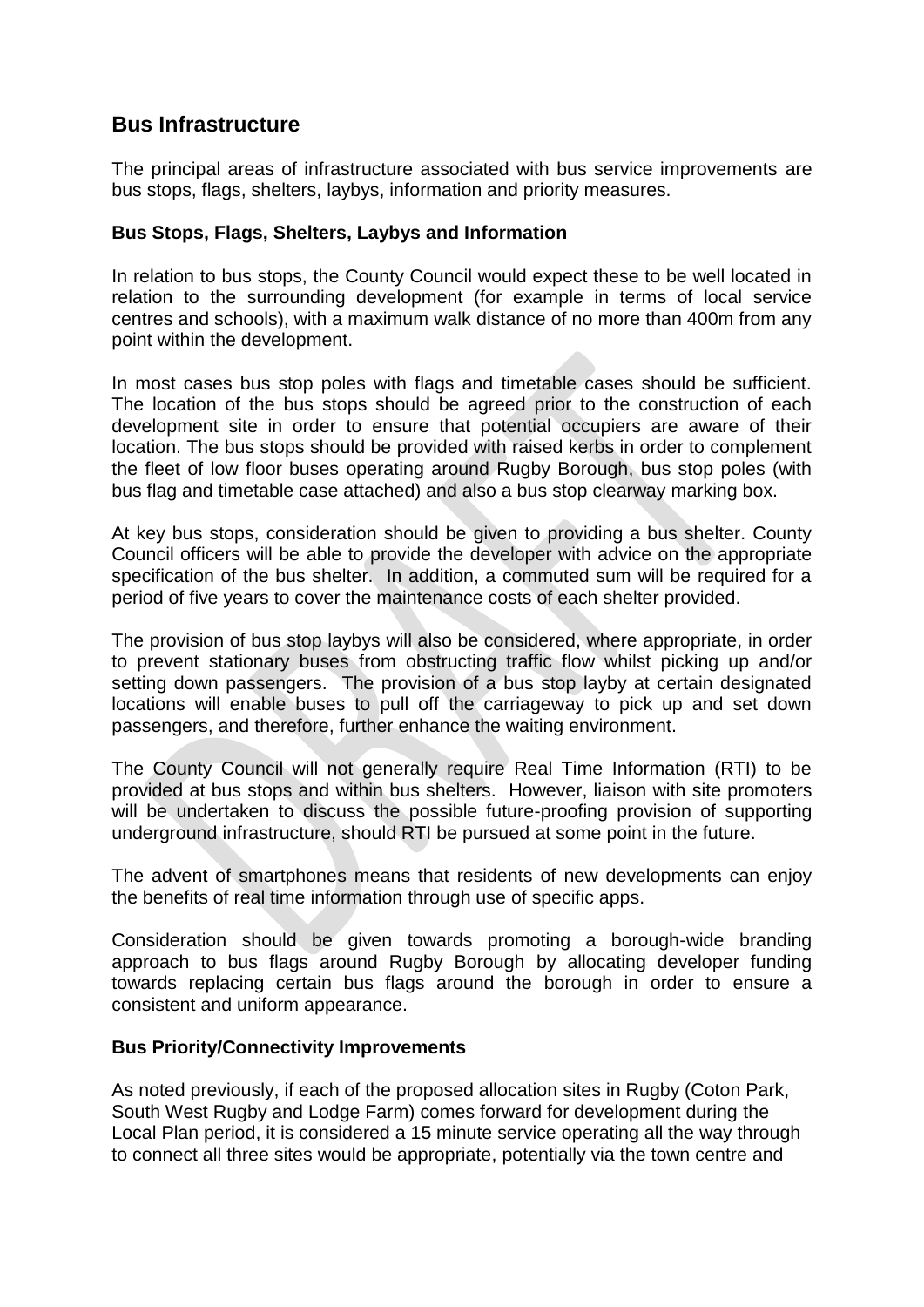## Bus Infrastructure

The principal areas of infrastructure associated with bus service improvements are bus stops, flags, shelters, laybys, information and priority measures.

### Bus Stops, Flags, Shelters, Laybys and Information

In relation to bus stops, the County Council would expect these to be well located in relation to the surrounding development (for example in terms of local service centres and schools), with a maximum walk distance of no more than 400m from any point within the development.

In most cases bus stop poles with flags and timetable cases should be sufficient. The location of the bus stops should be agreed prior to the construction of each development site in order to ensure that potential occupiers are aware of their location. The bus stops should be provided with raised kerbs in order to complement the fleet of low floor buses operating around Rugby Borough, bus stop poles (with bus flag and timetable case attached) and also a bus stop clearway marking box.

At key bus stops, consideration should be given to providing a bus shelter. County Council officers will be able to provide the developer with advice on the appropriate specification of the bus shelter. In addition, a commuted sum will be required for a period of five years to cover the maintenance costs of each shelter provided.

The provision of bus stop laybys will also be considered, where appropriate, in order to prevent stationary buses from obstructing traffic flow whilst picking up and/or setting down passengers. The provision of a bus stop layby at certain designated locations will enable buses to pull off the carriageway to pick up and set down passengers, and therefore, further enhance the waiting environment.

The County Council will not generally require Real Time Information (RTI) to be provided at bus stops and within bus shelters. However, liaison with site promoters will be undertaken to discuss the possible future-proofing provision of supporting underground infrastructure, should RTI be pursued at some point in the future.

The advent of smartphones means that residents of new developments can enjoy the benefits of real time information through use of specific apps.

Consideration should be given towards promoting a borough-wide branding approach to bus flags around Rugby Borough by allocating developer funding towards replacing certain bus flags around the borough in order to ensure a consistent and uniform appearance.

### Bus Priority/Connectivity Improvements

As noted previously, if each of the proposed allocation sites in Rugby (Coton Park, South West Rugby and Lodge Farm) comes forward for development during the Local Plan period, it is considered a 15 minute service operating all the way through to connect all three sites would be appropriate, potentially via the town centre and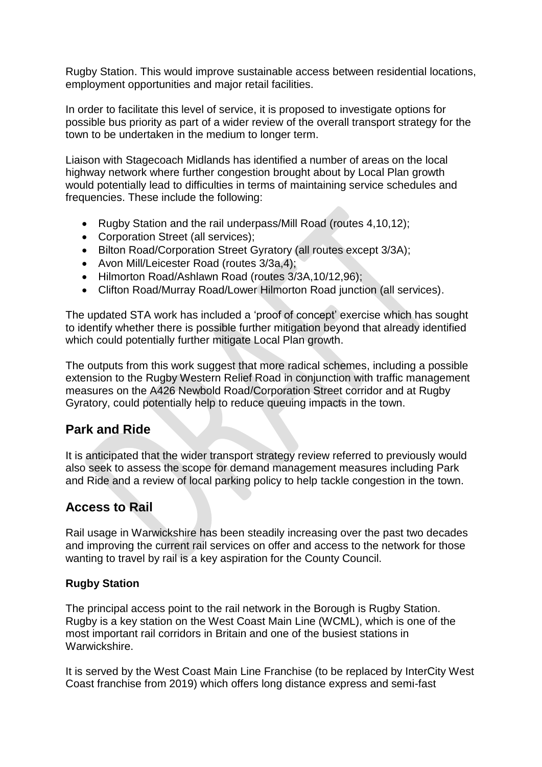Rugby Station. This would improve sustainable access between residential locations, employment opportunities and major retail facilities.

In order to facilitate this level of service, it is proposed to investigate options for possible bus priority as part of a wider review of the overall transport strategy for the town to be undertaken in the medium to longer term.

Liaison with Stagecoach Midlands has identified a number of areas on the local highway network where further congestion brought about by Local Plan growth would potentially lead to difficulties in terms of maintaining service schedules and frequencies. These include the following:

- Rugby Station and the rail underpass/Mill Road (routes 4,10,12);
- Corporation Street (all services);
- Bilton Road/Corporation Street Gyratory (all routes except 3/3A);
- Avon Mill/Leicester Road (routes 3/3a,4);
- Hilmorton Road/Ashlawn Road (routes 3/3A,10/12,96);
- Clifton Road/Murray Road/Lower Hilmorton Road junction (all services).

The updated STA work has included a 'proof of concept' exercise which has sought to identify whether there is possible further mitigation beyond that already identified which could potentially further mitigate Local Plan growth.

The outputs from this work suggest that more radical schemes, including a possible extension to the Rugby Western Relief Road in conjunction with traffic management measures on the A426 Newbold Road/Corporation Street corridor and at Rugby Gyratory, could potentially help to reduce queuing impacts in the town.

## Park and Ride

It is anticipated that the wider transport strategy review referred to previously would also seek to assess the scope for demand management measures including Park and Ride and a review of local parking policy to help tackle congestion in the town.

## Access to Rail

Rail usage in Warwickshire has been steadily increasing over the past two decades and improving the current rail services on offer and access to the network for those wanting to travel by rail is a key aspiration for the County Council.

### Rugby Station

The principal access point to the rail network in the Borough is Rugby Station. Rugby is a key station on the West Coast Main Line (WCML), which is one of the most important rail corridors in Britain and one of the busiest stations in Warwickshire.

It is served by the West Coast Main Line Franchise (to be replaced by InterCity West Coast franchise from 2019) which offers long distance express and semi-fast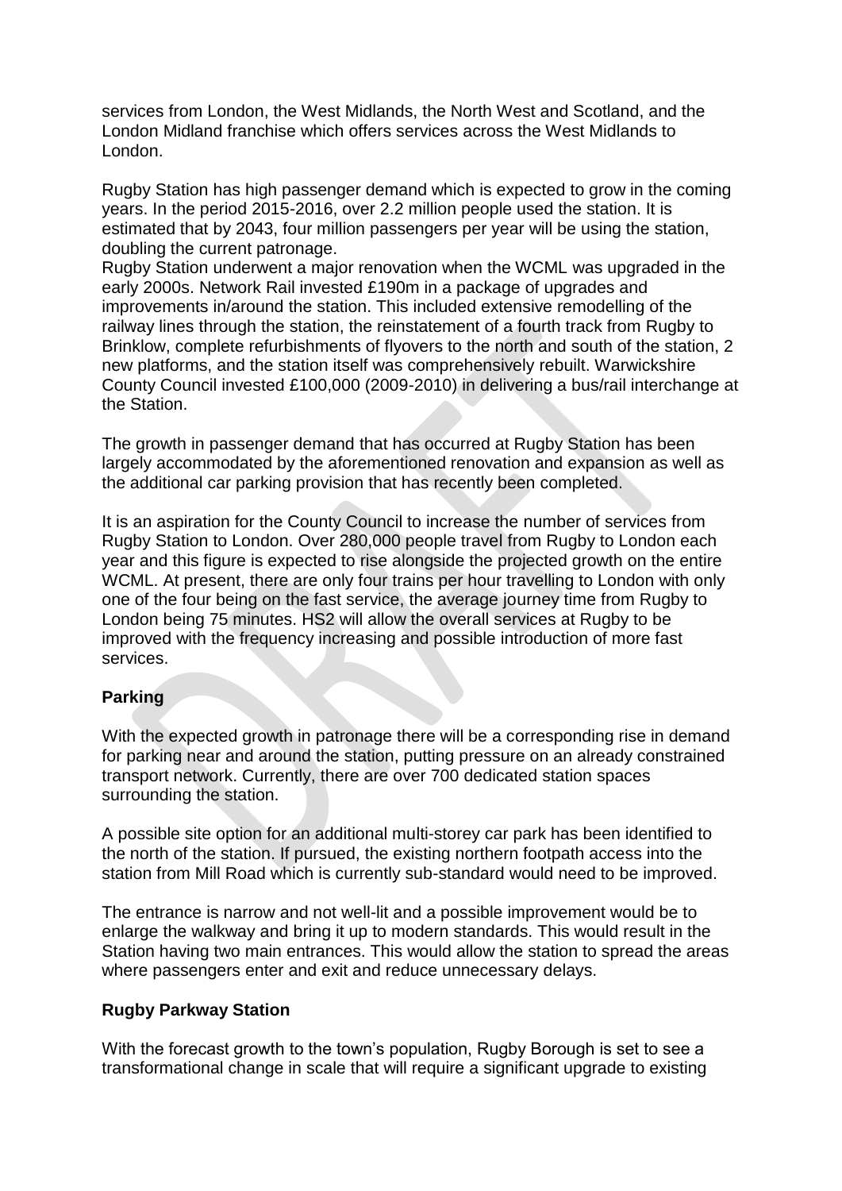services from London, the West Midlands, the North West and Scotland, and the London Midland franchise which offers services across the West Midlands to London.

Rugby Station has high passenger demand which is expected to grow in the coming years. In the period 2015-2016, over 2.2 million people used the station. It is estimated that by 2043, four million passengers per year will be using the station, doubling the current patronage.
Rugby Station underwent a major renovation when the WCML was upgraded in the early 2000s. Network Rail invested £190m in a package of upgrades and improvements in/around the station. This included extensive remodelling of the railway lines through the station, the reinstatement of a fourth track from Rugby to Brinklow, complete refurbishments of flyovers to the north and south of the station, 2 new platforms, and the station itself was comprehensively rebuilt. Warwickshire County Council invested £100,000 (2009-2010) in delivering a bus/rail interchange at the Station.

The growth in passenger demand that has occurred at Rugby Station has been largely accommodated by the aforementioned renovation and expansion as well as the additional car parking provision that has recently been completed.

It is an aspiration for the County Council to increase the number of services from Rugby Station to London. Over 280,000 people travel from Rugby to London each year and this figure is expected to rise alongside the projected growth on the entire WCML. At present, there are only four trains per hour travelling to London with only one of the four being on the fast service, the average journey time from Rugby to London being 75 minutes. HS2 will allow the overall services at Rugby to be improved with the frequency increasing and possible introduction of more fast services.

**Parking**

With the expected growth in patronage there will be a corresponding rise in demand for parking near and around the station, putting pressure on an already constrained transport network. Currently, there are over 700 dedicated station spaces surrounding the station.

A possible site option for an additional multi-storey car park has been identified to the north of the station. If pursued, the existing northern footpath access into the station from Mill Road which is currently sub-standard would need to be improved.

The entrance is narrow and not well-lit and a possible improvement would be to enlarge the walkway and bring it up to modern standards. This would result in the Station having two main entrances. This would allow the station to spread the areas where passengers enter and exit and reduce unnecessary delays.

**Rugby Parkway Station**

With the forecast growth to the town's population, Rugby Borough is set to see a transformational change in scale that will require a significant upgrade to existing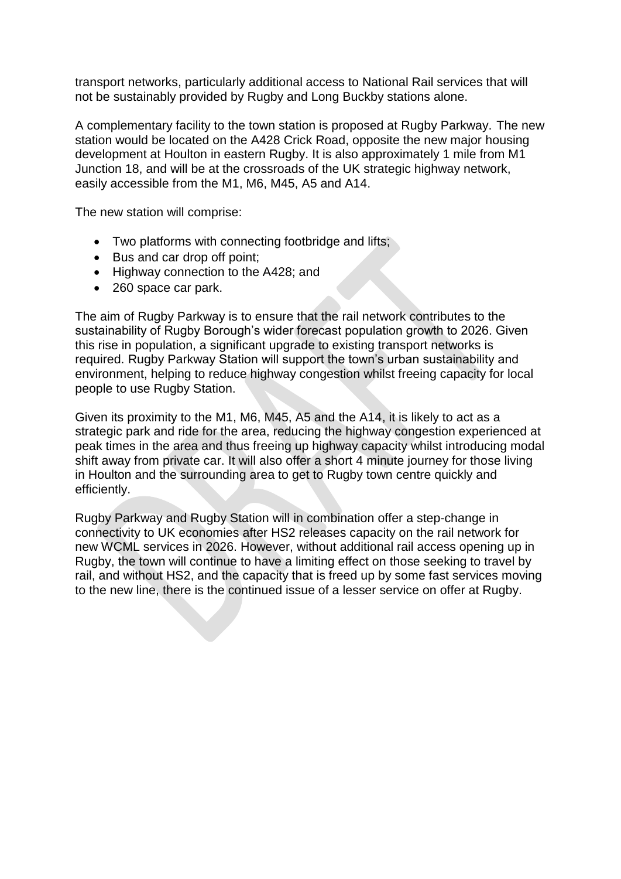transport networks, particularly additional access to National Rail services that will not be sustainably provided by Rugby and Long Buckby stations alone.

A complementary facility to the town station is proposed at Rugby Parkway. The new station would be located on the A428 Crick Road, opposite the new major housing development at Houlton in eastern Rugby. It is also approximately 1 mile from M1 Junction 18, and will be at the crossroads of the UK strategic highway network, easily accessible from the M1, M6, M45, A5 and A14.

The new station will comprise:

- Two platforms with connecting footbridge and lifts;
- Bus and car drop off point;
- Highway connection to the A428; and
- 260 space car park.

The aim of Rugby Parkway is to ensure that the rail network contributes to the sustainability of Rugby Borough's wider forecast population growth to 2026. Given this rise in population, a significant upgrade to existing transport networks is required. Rugby Parkway Station will support the town's urban sustainability and environment, helping to reduce highway congestion whilst freeing capacity for local people to use Rugby Station.

Given its proximity to the M1, M6, M45, A5 and the A14, it is likely to act as a strategic park and ride for the area, reducing the highway congestion experienced at peak times in the area and thus freeing up highway capacity whilst introducing modal shift away from private car. It will also offer a short 4 minute journey for those living in Houlton and the surrounding area to get to Rugby town centre quickly and efficiently.

Rugby Parkway and Rugby Station will in combination offer a step-change in connectivity to UK economies after HS2 releases capacity on the rail network for new WCML services in 2026. However, without additional rail access opening up in Rugby, the town will continue to have a limiting effect on those seeking to travel by rail, and without HS2, and the capacity that is freed up by some fast services moving to the new line, there is the continued issue of a lesser service on offer at Rugby.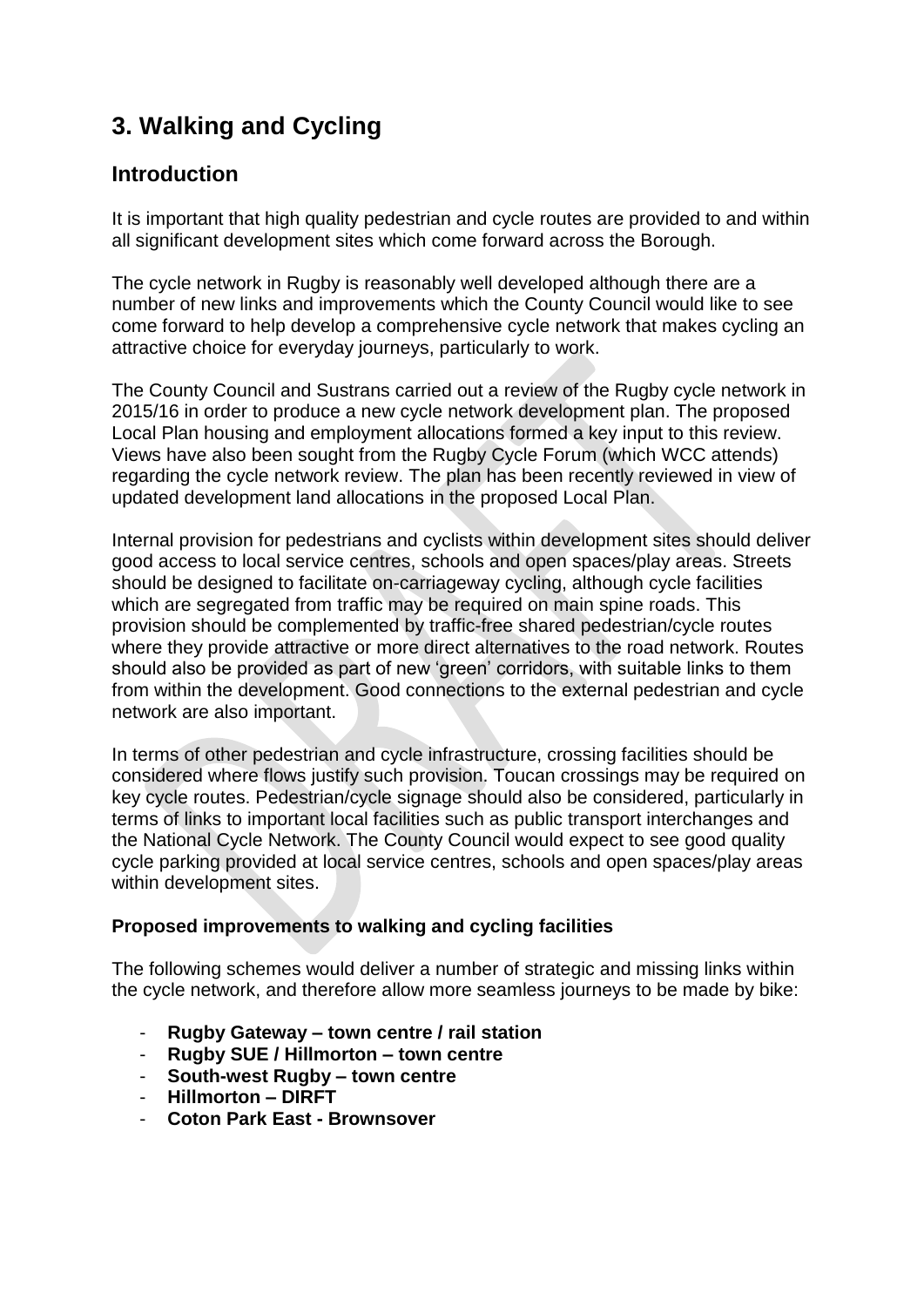# 3. Walking and Cycling

## Introduction

It is important that high quality pedestrian and cycle routes are provided to and within all significant development sites which come forward across the Borough.

The cycle network in Rugby is reasonably well developed although there are a number of new links and improvements which the County Council would like to see come forward to help develop a comprehensive cycle network that makes cycling an attractive choice for everyday journeys, particularly to work.

The County Council and Sustrans carried out a review of the Rugby cycle network in 2015/16 in order to produce a new cycle network development plan. The proposed Local Plan housing and employment allocations formed a key input to this review. Views have also been sought from the Rugby Cycle Forum (which WCC attends) regarding the cycle network review. The plan has been recently reviewed in view of updated development land allocations in the proposed Local Plan.

Internal provision for pedestrians and cyclists within development sites should deliver good access to local service centres, schools and open spaces/play areas. Streets should be designed to facilitate on-carriageway cycling, although cycle facilities which are segregated from traffic may be required on main spine roads. This provision should be complemented by traffic-free shared pedestrian/cycle routes where they provide attractive or more direct alternatives to the road network. Routes should also be provided as part of new 'green' corridors, with suitable links to them from within the development. Good connections to the external pedestrian and cycle network are also important.

In terms of other pedestrian and cycle infrastructure, crossing facilities should be considered where flows justify such provision. Toucan crossings may be required on key cycle routes. Pedestrian/cycle signage should also be considered, particularly in terms of links to important local facilities such as public transport interchanges and the National Cycle Network. The County Council would expect to see good quality cycle parking provided at local service centres, schools and open spaces/play areas within development sites.

**Proposed improvements to walking and cycling facilities**

The following schemes would deliver a number of strategic and missing links within the cycle network, and therefore allow more seamless journeys to be made by bike:

- **Rugby Gateway – town centre / rail station**
- **Rugby SUE / Hillmorton – town centre**
- **South-west Rugby – town centre**
- **Hillmorton – DIRFT**
- **Coton Park East - Brownsover**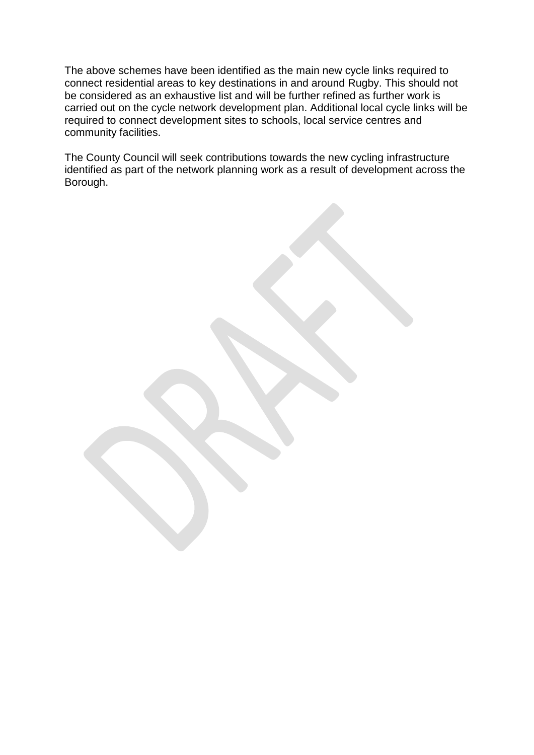The above schemes have been identified as the main new cycle links required to connect residential areas to key destinations in and around Rugby. This should not be considered as an exhaustive list and will be further refined as further work is carried out on the cycle network development plan. Additional local cycle links will be required to connect development sites to schools, local service centres and community facilities.

The County Council will seek contributions towards the new cycling infrastructure identified as part of the network planning work as a result of development across the Borough.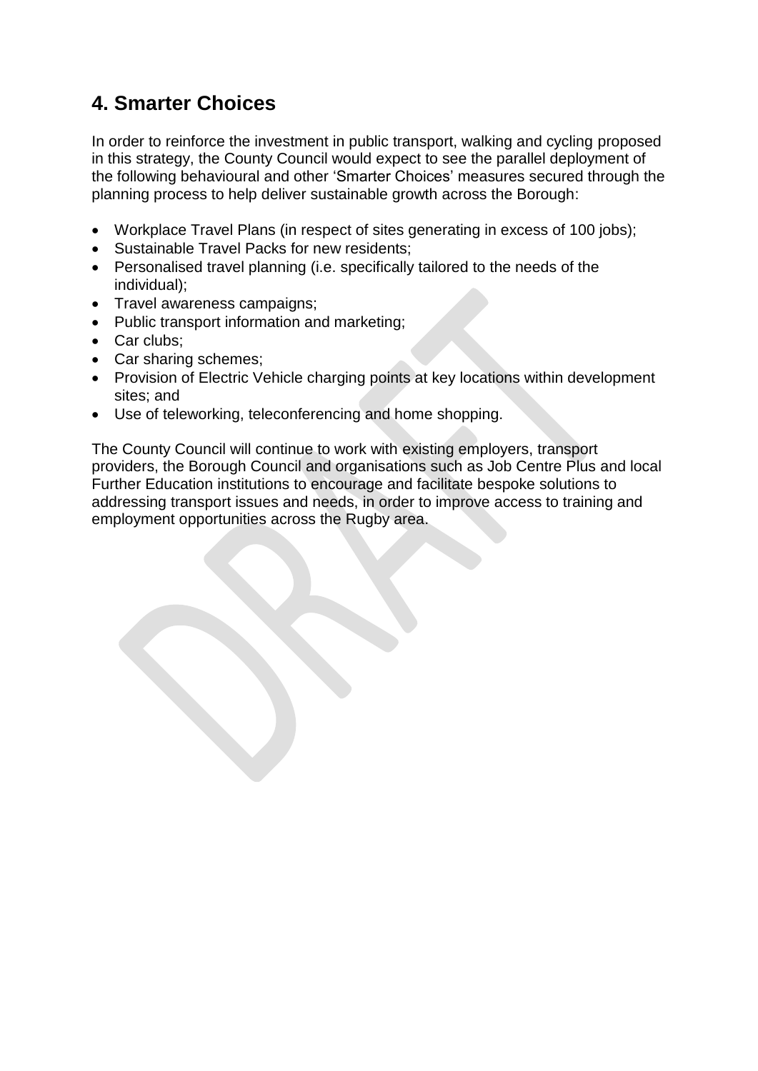## 4. Smarter Choices

In order to reinforce the investment in public transport, walking and cycling proposed in this strategy, the County Council would expect to see the parallel deployment of the following behavioural and other 'Smarter Choices' measures secured through the planning process to help deliver sustainable growth across the Borough:

- Workplace Travel Plans (in respect of sites generating in excess of 100 jobs);
- Sustainable Travel Packs for new residents;
- Personalised travel planning (i.e. specifically tailored to the needs of the individual);
- Travel awareness campaigns;
- Public transport information and marketing;
- Car clubs;
- Car sharing schemes;
- Provision of Electric Vehicle charging points at key locations within development sites; and
- Use of teleworking, teleconferencing and home shopping.

The County Council will continue to work with existing employers, transport providers, the Borough Council and organisations such as Job Centre Plus and local Further Education institutions to encourage and facilitate bespoke solutions to addressing transport issues and needs, in order to improve access to training and employment opportunities across the Rugby area.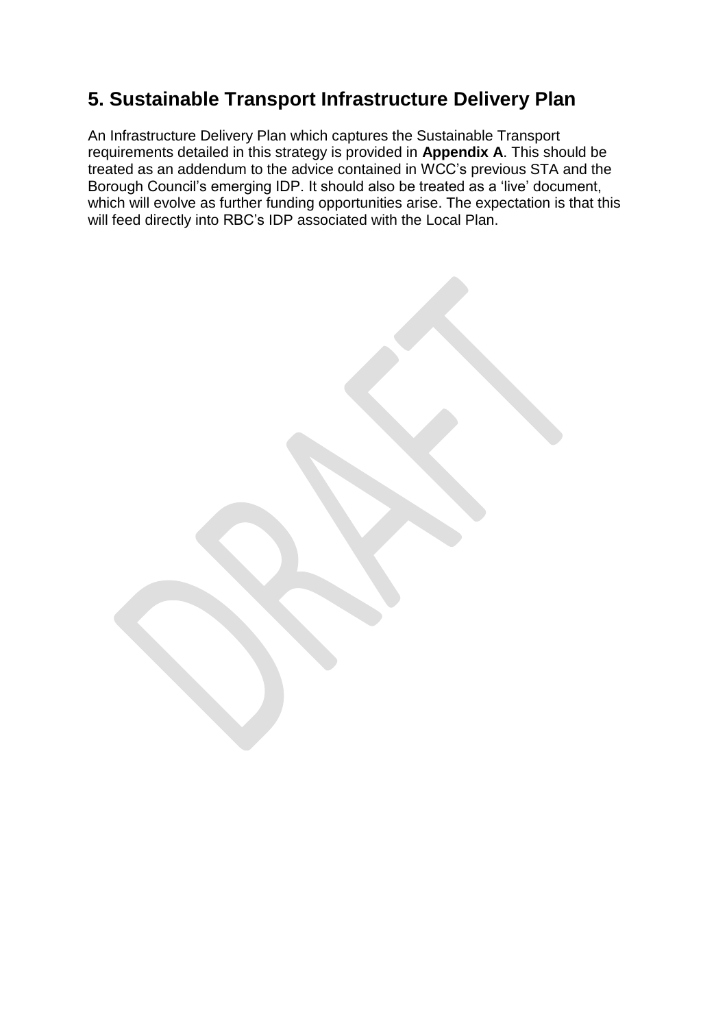## 5. Sustainable Transport Infrastructure Delivery Plan

An Infrastructure Delivery Plan which captures the Sustainable Transport requirements detailed in this strategy is provided in **Appendix A**. This should be treated as an addendum to the advice contained in WCC's previous STA and the Borough Council's emerging IDP. It should also be treated as a 'live' document, which will evolve as further funding opportunities arise. The expectation is that this will feed directly into RBC's IDP associated with the Local Plan.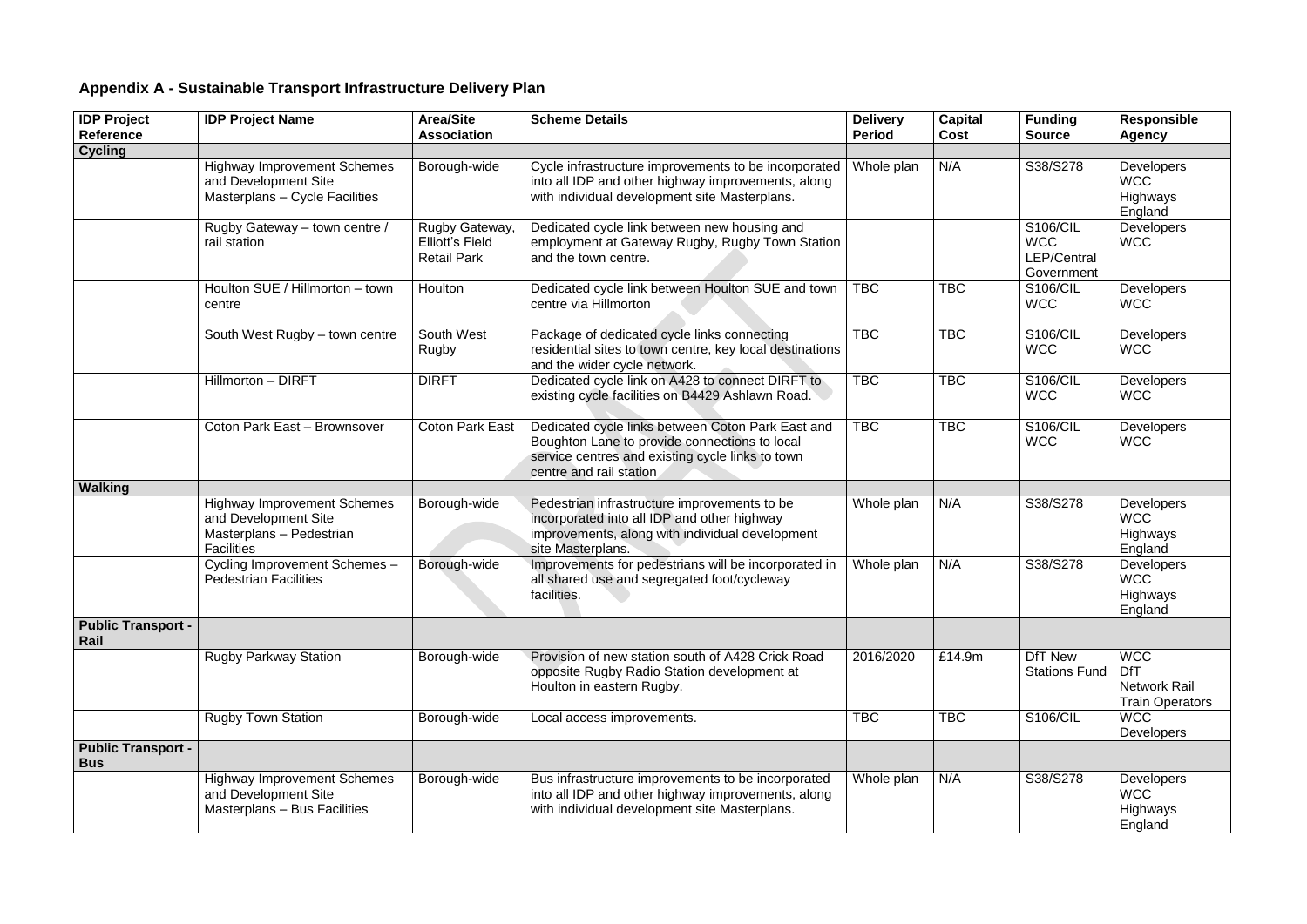## Appendix A - Sustainable Transport Infrastructure Delivery Plan

| IDP Project Reference | IDP Project Name | Area/Site Association | Scheme Details | Delivery Period | Capital Cost | Funding Source | Responsible Agency |
|---|---|---|---|---|---|---|---|
| **Cycling** | | | | | | | |
| | Highway Improvement Schemes and Development Site Masterplans – Cycle Facilities | Borough-wide | Cycle infrastructure improvements to be incorporated into all IDP and other highway improvements, along with individual development site Masterplans. | Whole plan | N/A | S38/S278 | Developers WCC Highways England |
| | Rugby Gateway – town centre / rail station | Rugby Gateway, Elliott's Field Retail Park | Dedicated cycle link between new housing and employment at Gateway Rugby, Rugby Town Station and the town centre. | | | S106/CIL WCC LEP/Central Government | Developers WCC |
| | Houlton SUE / Hillmorton – town centre | Houlton | Dedicated cycle link between Houlton SUE and town centre via Hillmorton | TBC | TBC | S106/CIL WCC | Developers WCC |
| | South West Rugby – town centre | South West Rugby | Package of dedicated cycle links connecting residential sites to town centre, key local destinations and the wider cycle network. | TBC | TBC | S106/CIL WCC | Developers WCC |
| | Hillmorton – DIRFT | DIRFT | Dedicated cycle link on A428 to connect DIRFT to existing cycle facilities on B4429 Ashlawn Road. | TBC | TBC | S106/CIL WCC | Developers WCC |
| | Coton Park East – Brownsover | Coton Park East | Dedicated cycle links between Coton Park East and Boughton Lane to provide connections to local service centres and existing cycle links to town centre and rail station | TBC | TBC | S106/CIL WCC | Developers WCC |
| **Walking** | | | | | | | |
| | Highway Improvement Schemes and Development Site Masterplans – Pedestrian Facilities | Borough-wide | Pedestrian infrastructure improvements to be incorporated into all IDP and other highway improvements, along with individual development site Masterplans. | Whole plan | N/A | S38/S278 | Developers WCC Highways England |
| | Cycling Improvement Schemes – Pedestrian Facilities | Borough-wide | Improvements for pedestrians will be incorporated in all shared use and segregated foot/cycleway facilities. | Whole plan | N/A | S38/S278 | Developers WCC Highways England |
| **Public Transport - Rail** | | | | | | | |
| | Rugby Parkway Station | Borough-wide | Provision of new station south of A428 Crick Road opposite Rugby Radio Station development at Houlton in eastern Rugby. | 2016/2020 | £14.9m | DfT New Stations Fund | WCC DfT Network Rail Train Operators |
| | Rugby Town Station | Borough-wide | Local access improvements. | TBC | TBC | S106/CIL | WCC Developers |
| **Public Transport - Bus** | | | | | | | |
| | Highway Improvement Schemes and Development Site Masterplans – Bus Facilities | Borough-wide | Bus infrastructure improvements to be incorporated into all IDP and other highway improvements, along with individual development site Masterplans. | Whole plan | N/A | S38/S278 | Developers WCC Highways England |